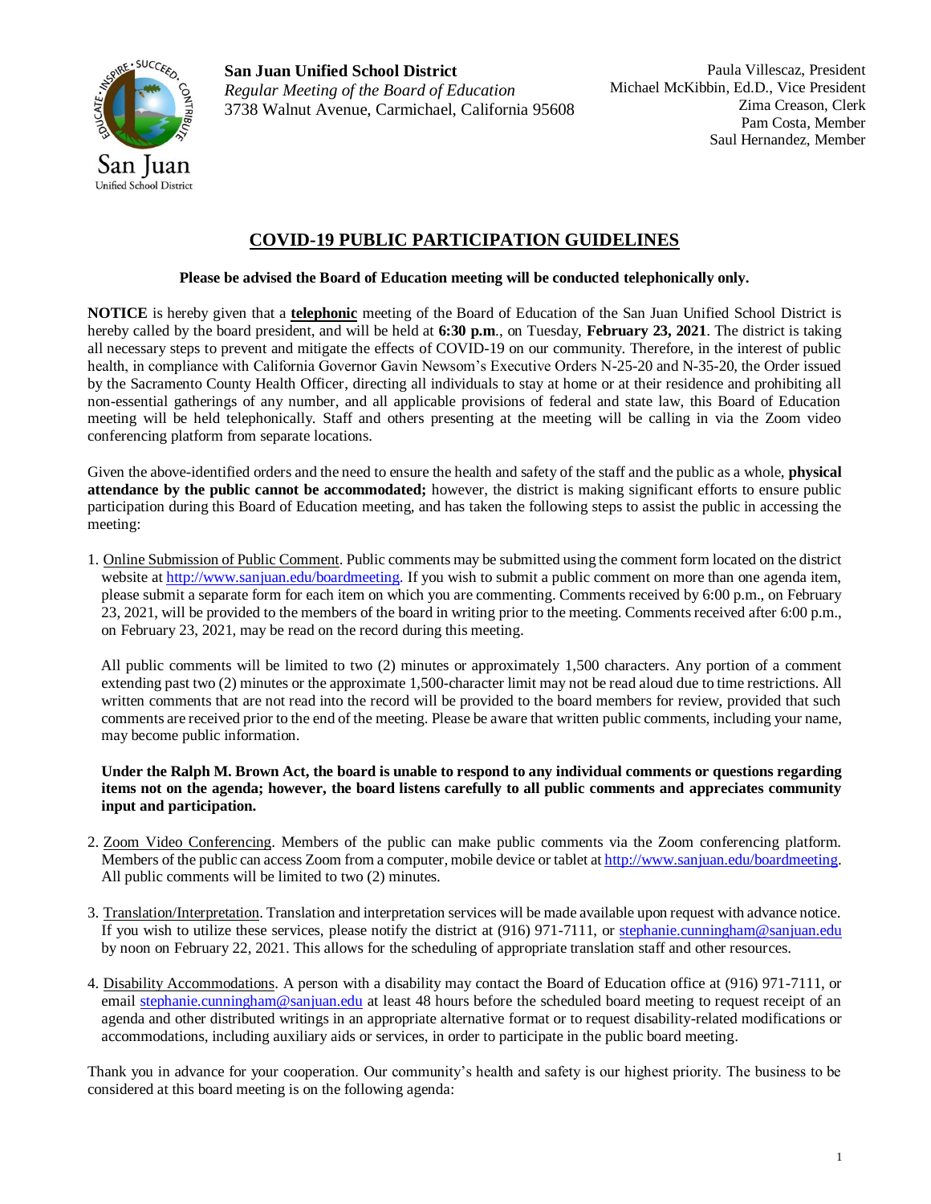**San Juan Unified School District**
*Regular Meeting of the Board of Education*
3738 Walnut Avenue, Carmichael, California 95608

Paula Villescaz, President
Michael McKibbin, Ed.D., Vice President
Zima Creason, Clerk
Pam Costa, Member
Saul Hernandez, Member

# COVID-19 PUBLIC PARTICIPATION GUIDELINES

**Please be advised the Board of Education meeting will be conducted telephonically only.**

**NOTICE** is hereby given that a **telephonic** meeting of the Board of Education of the San Juan Unified School District is hereby called by the board president, and will be held at **6:30 p.m**., on Tuesday, **February 23, 2021**. The district is taking all necessary steps to prevent and mitigate the effects of COVID-19 on our community. Therefore, in the interest of public health, in compliance with California Governor Gavin Newsom's Executive Orders N-25-20 and N-35-20, the Order issued by the Sacramento County Health Officer, directing all individuals to stay at home or at their residence and prohibiting all non-essential gatherings of any number, and all applicable provisions of federal and state law, this Board of Education meeting will be held telephonically. Staff and others presenting at the meeting will be calling in via the Zoom video conferencing platform from separate locations.

Given the above-identified orders and the need to ensure the health and safety of the staff and the public as a whole, **physical attendance by the public cannot be accommodated;** however, the district is making significant efforts to ensure public participation during this Board of Education meeting, and has taken the following steps to assist the public in accessing the meeting:

1. Online Submission of Public Comment. Public comments may be submitted using the comment form located on the district website at http://www.sanjuan.edu/boardmeeting. If you wish to submit a public comment on more than one agenda item, please submit a separate form for each item on which you are commenting. Comments received by 6:00 p.m., on February 23, 2021, will be provided to the members of the board in writing prior to the meeting. Comments received after 6:00 p.m., on February 23, 2021, may be read on the record during this meeting.

   All public comments will be limited to two (2) minutes or approximately 1,500 characters. Any portion of a comment extending past two (2) minutes or the approximate 1,500-character limit may not be read aloud due to time restrictions. All written comments that are not read into the record will be provided to the board members for review, provided that such comments are received prior to the end of the meeting. Please be aware that written public comments, including your name, may become public information.

   **Under the Ralph M. Brown Act, the board is unable to respond to any individual comments or questions regarding items not on the agenda; however, the board listens carefully to all public comments and appreciates community input and participation.**

2. Zoom Video Conferencing. Members of the public can make public comments via the Zoom conferencing platform. Members of the public can access Zoom from a computer, mobile device or tablet at http://www.sanjuan.edu/boardmeeting. All public comments will be limited to two (2) minutes.

3. Translation/Interpretation. Translation and interpretation services will be made available upon request with advance notice. If you wish to utilize these services, please notify the district at (916) 971-7111, or stephanie.cunningham@sanjuan.edu by noon on February 22, 2021. This allows for the scheduling of appropriate translation staff and other resources.

4. Disability Accommodations. A person with a disability may contact the Board of Education office at (916) 971-7111, or email stephanie.cunningham@sanjuan.edu at least 48 hours before the scheduled board meeting to request receipt of an agenda and other distributed writings in an appropriate alternative format or to request disability-related modifications or accommodations, including auxiliary aids or services, in order to participate in the public board meeting.

Thank you in advance for your cooperation. Our community's health and safety is our highest priority. The business to be considered at this board meeting is on the following agenda: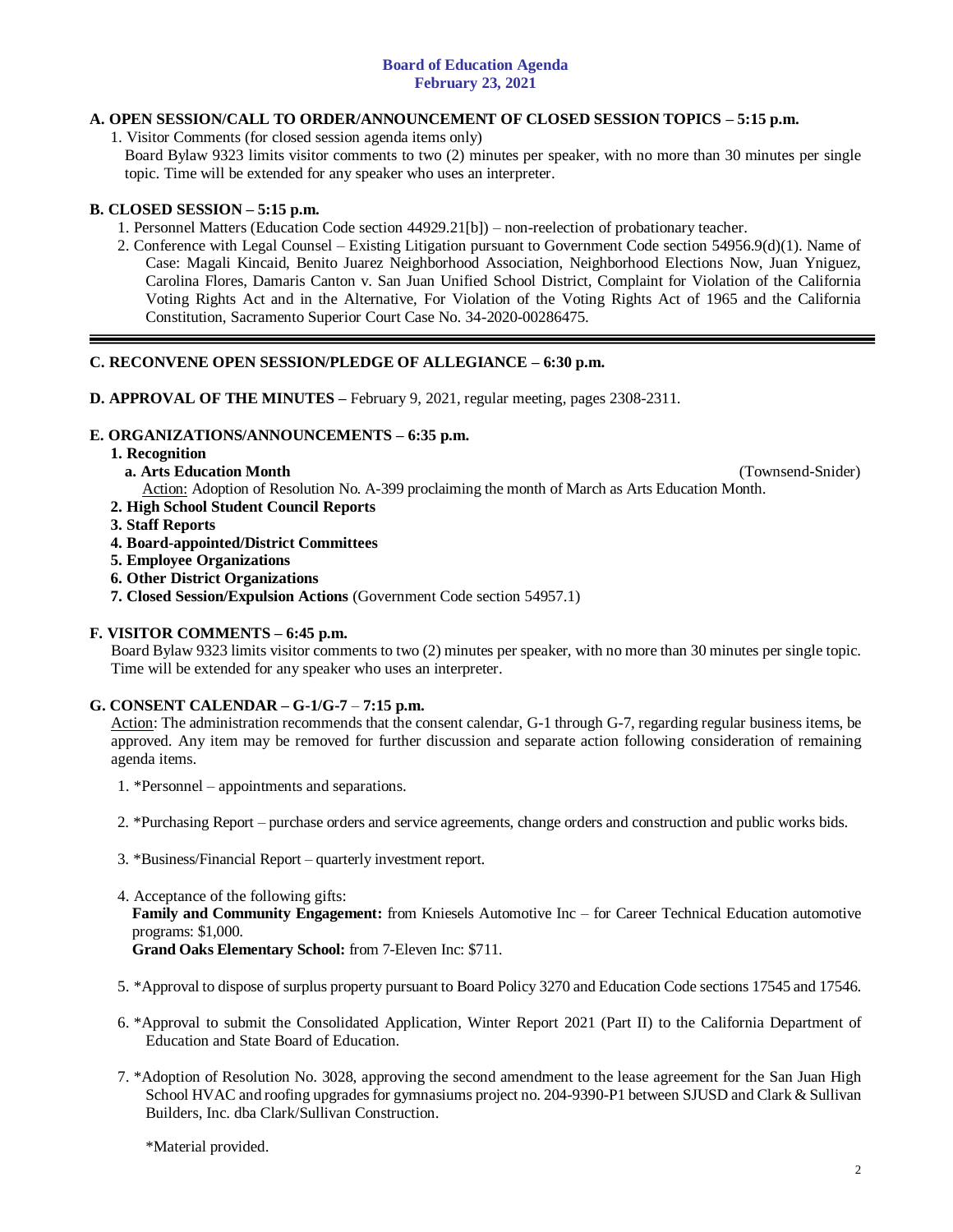**Board of Education Agenda**
**February 23, 2021**

**A. OPEN SESSION/CALL TO ORDER/ANNOUNCEMENT OF CLOSED SESSION TOPICS – 5:15 p.m.**

1. Visitor Comments (for closed session agenda items only)
   Board Bylaw 9323 limits visitor comments to two (2) minutes per speaker, with no more than 30 minutes per single topic. Time will be extended for any speaker who uses an interpreter.

**B. CLOSED SESSION – 5:15 p.m.**

1. Personnel Matters (Education Code section 44929.21[b]) – non-reelection of probationary teacher.
2. Conference with Legal Counsel – Existing Litigation pursuant to Government Code section 54956.9(d)(1). Name of Case: Magali Kincaid, Benito Juarez Neighborhood Association, Neighborhood Elections Now, Juan Yniguez, Carolina Flores, Damaris Canton v. San Juan Unified School District, Complaint for Violation of the California Voting Rights Act and in the Alternative, For Violation of the Voting Rights Act of 1965 and the California Constitution, Sacramento Superior Court Case No. 34-2020-00286475.

---

**C. RECONVENE OPEN SESSION/PLEDGE OF ALLEGIANCE – 6:30 p.m.**

**D. APPROVAL OF THE MINUTES –** February 9, 2021, regular meeting, pages 2308-2311.

**E. ORGANIZATIONS/ANNOUNCEMENTS – 6:35 p.m.**

**1. Recognition**

**a. Arts Education Month** (Townsend-Snider)

Action: Adoption of Resolution No. A-399 proclaiming the month of March as Arts Education Month.

**2. High School Student Council Reports**

**3. Staff Reports**

**4. Board-appointed/District Committees**

**5. Employee Organizations**

**6. Other District Organizations**

**7. Closed Session/Expulsion Actions** (Government Code section 54957.1)

**F. VISITOR COMMENTS – 6:45 p.m.**

Board Bylaw 9323 limits visitor comments to two (2) minutes per speaker, with no more than 30 minutes per single topic. Time will be extended for any speaker who uses an interpreter.

**G. CONSENT CALENDAR – G-1/G-7 – 7:15 p.m.**

Action: The administration recommends that the consent calendar, G-1 through G-7, regarding regular business items, be approved. Any item may be removed for further discussion and separate action following consideration of remaining agenda items.

1. *Personnel – appointments and separations.

2. *Purchasing Report – purchase orders and service agreements, change orders and construction and public works bids.

3. *Business/Financial Report – quarterly investment report.

4. Acceptance of the following gifts:
   **Family and Community Engagement:** from Kniesels Automotive Inc – for Career Technical Education automotive programs: $1,000.
   **Grand Oaks Elementary School:** from 7-Eleven Inc: $711.

5. *Approval to dispose of surplus property pursuant to Board Policy 3270 and Education Code sections 17545 and 17546.

6. *Approval to submit the Consolidated Application, Winter Report 2021 (Part II) to the California Department of Education and State Board of Education.

7. *Adoption of Resolution No. 3028, approving the second amendment to the lease agreement for the San Juan High School HVAC and roofing upgrades for gymnasiums project no. 204-9390-P1 between SJUSD and Clark & Sullivan Builders, Inc. dba Clark/Sullivan Construction.

   *Material provided.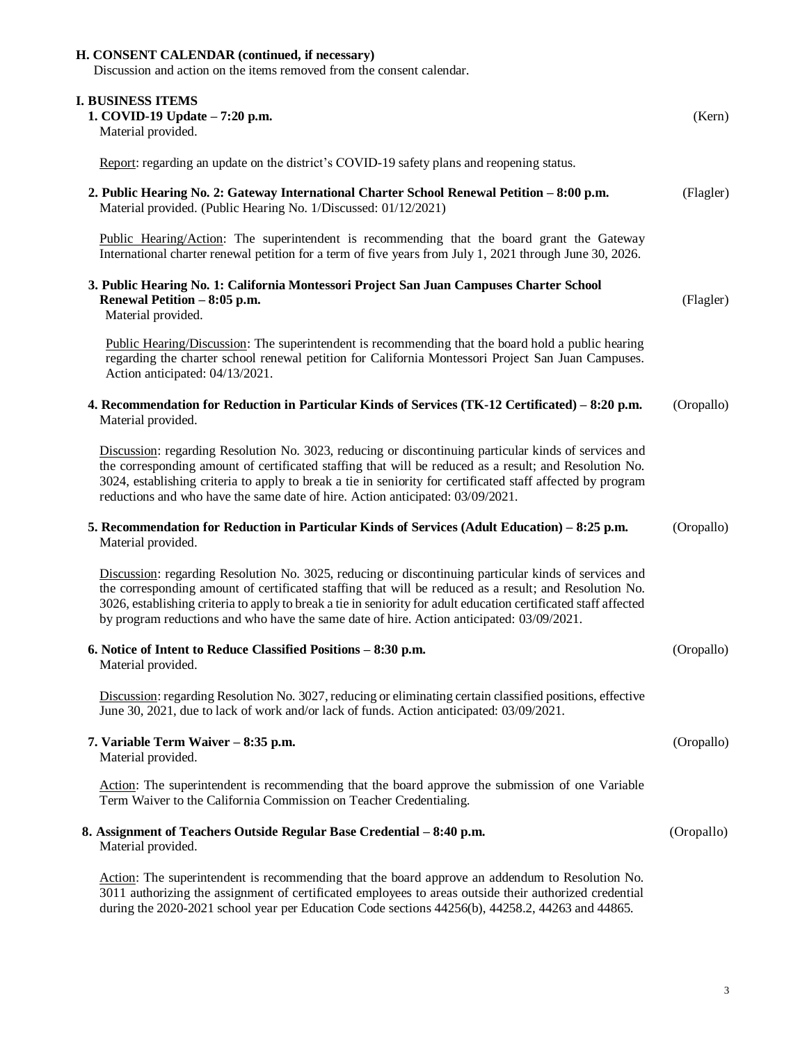## H. CONSENT CALENDAR (continued, if necessary)

Discussion and action on the items removed from the consent calendar.

## I. BUSINESS ITEMS

**1. COVID-19 Update – 7:20 p.m.** (Kern)
Material provided.

Report: regarding an update on the district's COVID-19 safety plans and reopening status.

**2. Public Hearing No. 2: Gateway International Charter School Renewal Petition – 8:00 p.m.** (Flagler)
Material provided. (Public Hearing No. 1/Discussed: 01/12/2021)

Public Hearing/Action: The superintendent is recommending that the board grant the Gateway International charter renewal petition for a term of five years from July 1, 2021 through June 30, 2026.

**3. Public Hearing No. 1: California Montessori Project San Juan Campuses Charter School Renewal Petition – 8:05 p.m.** (Flagler)
Material provided.

Public Hearing/Discussion: The superintendent is recommending that the board hold a public hearing regarding the charter school renewal petition for California Montessori Project San Juan Campuses. Action anticipated: 04/13/2021.

**4. Recommendation for Reduction in Particular Kinds of Services (TK-12 Certificated) – 8:20 p.m.** (Oropallo)
Material provided.

Discussion: regarding Resolution No. 3023, reducing or discontinuing particular kinds of services and the corresponding amount of certificated staffing that will be reduced as a result; and Resolution No. 3024, establishing criteria to apply to break a tie in seniority for certificated staff affected by program reductions and who have the same date of hire. Action anticipated: 03/09/2021.

**5. Recommendation for Reduction in Particular Kinds of Services (Adult Education) – 8:25 p.m.** (Oropallo)
Material provided.

Discussion: regarding Resolution No. 3025, reducing or discontinuing particular kinds of services and the corresponding amount of certificated staffing that will be reduced as a result; and Resolution No. 3026, establishing criteria to apply to break a tie in seniority for adult education certificated staff affected by program reductions and who have the same date of hire. Action anticipated: 03/09/2021.

**6. Notice of Intent to Reduce Classified Positions – 8:30 p.m.** (Oropallo)
Material provided.

Discussion: regarding Resolution No. 3027, reducing or eliminating certain classified positions, effective June 30, 2021, due to lack of work and/or lack of funds. Action anticipated: 03/09/2021.

**7. Variable Term Waiver – 8:35 p.m.** (Oropallo)
Material provided.

Action: The superintendent is recommending that the board approve the submission of one Variable Term Waiver to the California Commission on Teacher Credentialing.

**8. Assignment of Teachers Outside Regular Base Credential – 8:40 p.m.** (Oropallo)
Material provided.

Action: The superintendent is recommending that the board approve an addendum to Resolution No. 3011 authorizing the assignment of certificated employees to areas outside their authorized credential during the 2020-2021 school year per Education Code sections 44256(b), 44258.2, 44263 and 44865.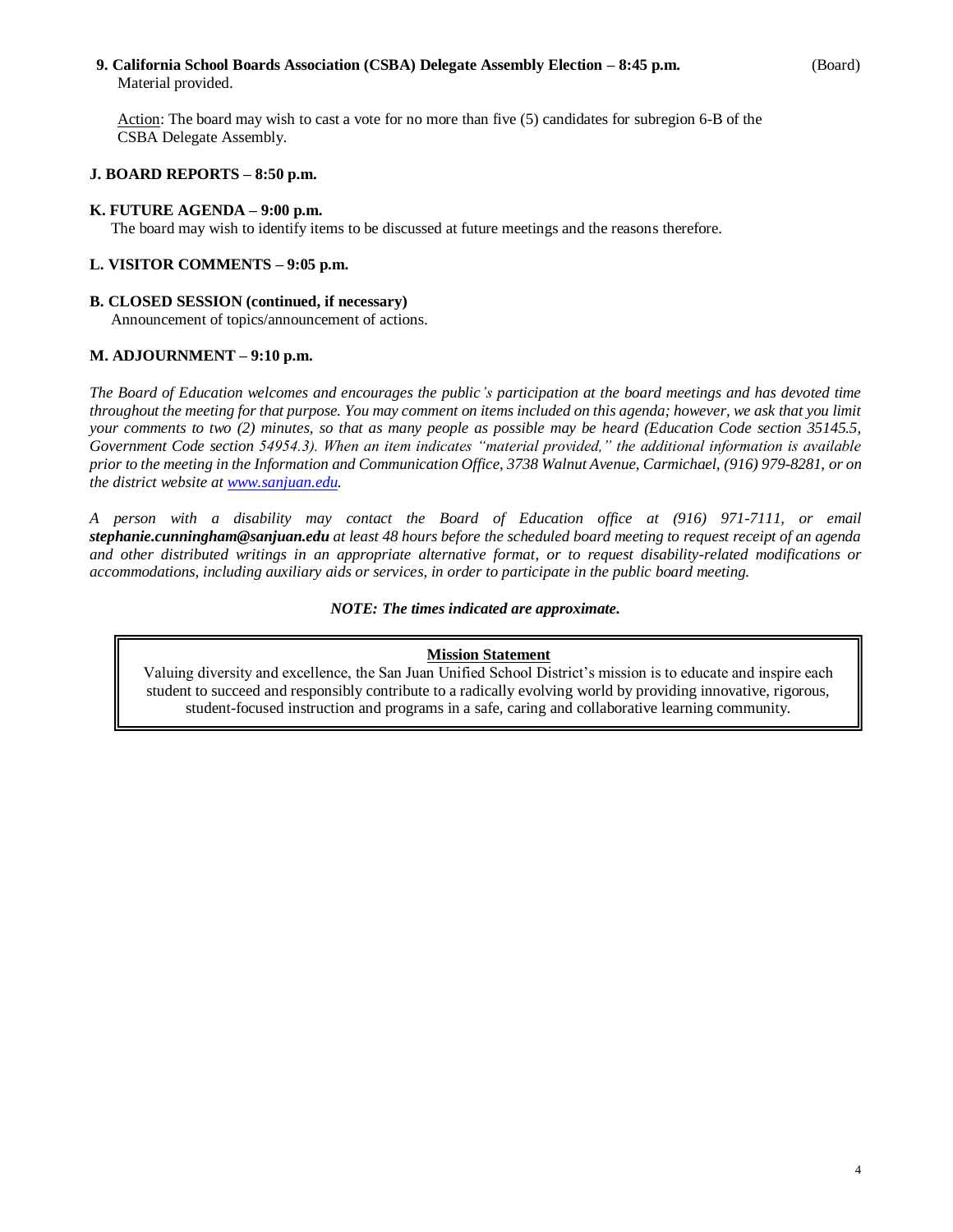**9. California School Boards Association (CSBA) Delegate Assembly Election – 8:45 p.m.** (Board)
Material provided.

Action: The board may wish to cast a vote for no more than five (5) candidates for subregion 6-B of the CSBA Delegate Assembly.

**J. BOARD REPORTS – 8:50 p.m.**

**K. FUTURE AGENDA – 9:00 p.m.**
The board may wish to identify items to be discussed at future meetings and the reasons therefore.

**L. VISITOR COMMENTS – 9:05 p.m.**

**B. CLOSED SESSION (continued, if necessary)**
Announcement of topics/announcement of actions.

**M. ADJOURNMENT – 9:10 p.m.**

*The Board of Education welcomes and encourages the public's participation at the board meetings and has devoted time throughout the meeting for that purpose. You may comment on items included on this agenda; however, we ask that you limit your comments to two (2) minutes, so that as many people as possible may be heard (Education Code section 35145.5, Government Code section 54954.3). When an item indicates "material provided," the additional information is available prior to the meeting in the Information and Communication Office, 3738 Walnut Avenue, Carmichael, (916) 979-8281, or on the district website at [www.sanjuan.edu](http://www.sanjuan.edu).*

*A person with a disability may contact the Board of Education office at (916) 971-7111, or email **stephanie.cunningham@sanjuan.edu** at least 48 hours before the scheduled board meeting to request receipt of an agenda and other distributed writings in an appropriate alternative format, or to request disability-related modifications or accommodations, including auxiliary aids or services, in order to participate in the public board meeting.*

***NOTE: The times indicated are approximate.***

**Mission Statement**

Valuing diversity and excellence, the San Juan Unified School District's mission is to educate and inspire each student to succeed and responsibly contribute to a radically evolving world by providing innovative, rigorous, student-focused instruction and programs in a safe, caring and collaborative learning community.